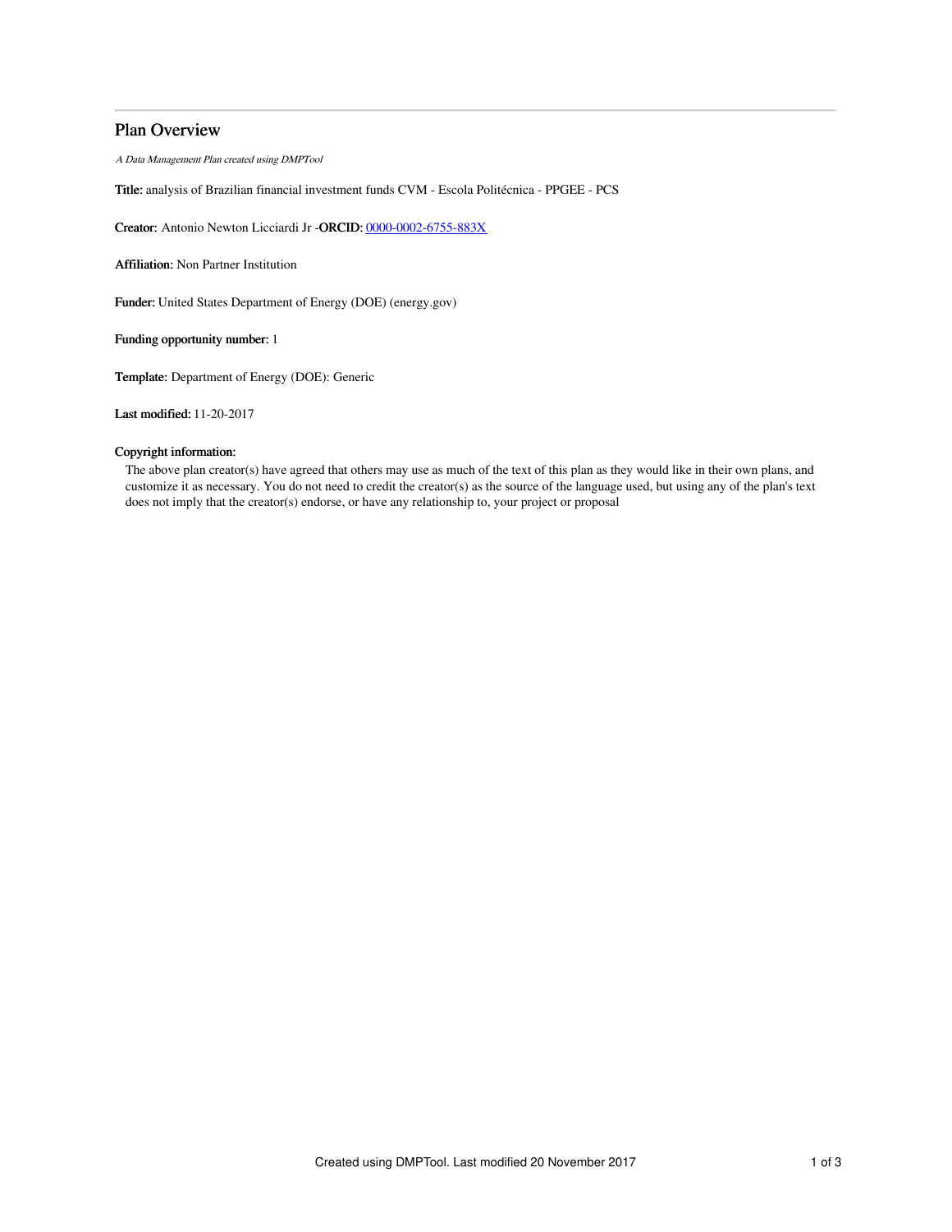# Plan Overview

*A Data Management Plan created using DMPTool*

**Title:** analysis of Brazilian financial investment funds CVM - Escola Politécnica - PPGEE - PCS

**Creator:** Antonio Newton Licciardi Jr -**ORCID:** 0000-0002-6755-883X

**Affiliation:** Non Partner Institution

**Funder:** United States Department of Energy (DOE) (energy.gov)

**Funding opportunity number:** 1

**Template:** Department of Energy (DOE): Generic

**Last modified:** 11-20-2017

**Copyright information:**

The above plan creator(s) have agreed that others may use as much of the text of this plan as they would like in their own plans, and customize it as necessary. You do not need to credit the creator(s) as the source of the language used, but using any of the plan's text does not imply that the creator(s) endorse, or have any relationship to, your project or proposal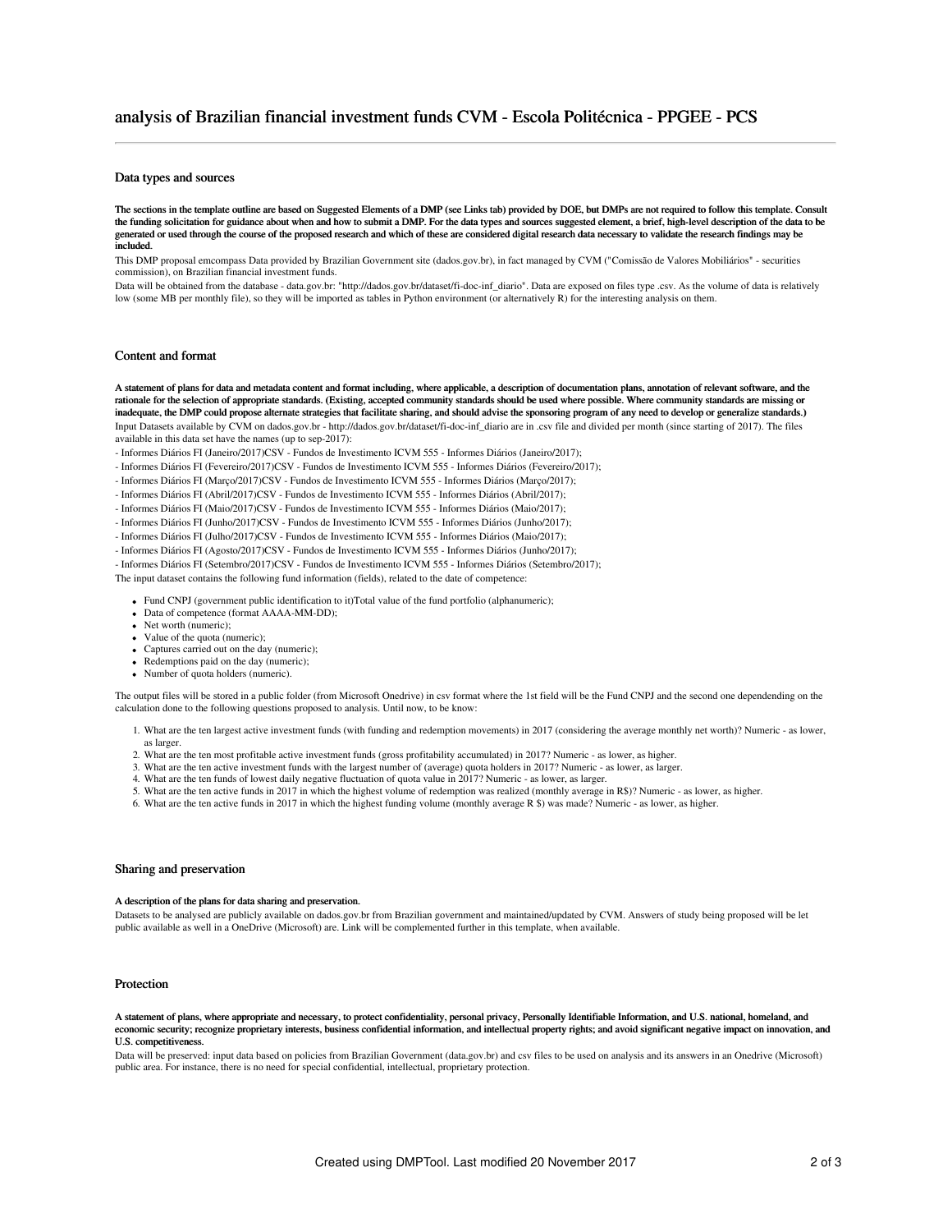# analysis of Brazilian financial investment funds CVM - Escola Politécnica - PPGEE - PCS

## Data types and sources

**The sections in the template outline are based on Suggested Elements of a DMP (see Links tab) provided by DOE, but DMPs are not required to follow this template. Consult the funding solicitation for guidance about when and how to submit a DMP. For the data types and sources suggested element, a brief, high-level description of the data to be generated or used through the course of the proposed research and which of these are considered digital research data necessary to validate the research findings may be included.**

This DMP proposal emcompass Data provided by Brazilian Government site (dados.gov.br), in fact managed by CVM ("Comissão de Valores Mobiliários" - securities commission), on Brazilian financial investment funds.

Data will be obtained from the database - data.gov.br: "http://dados.gov.br/dataset/fi-doc-inf_diario". Data are exposed on files type .csv. As the volume of data is relatively low (some MB per monthly file), so they will be imported as tables in Python environment (or alternatively R) for the interesting analysis on them.

## Content and format

**A statement of plans for data and metadata content and format including, where applicable, a description of documentation plans, annotation of relevant software, and the rationale for the selection of appropriate standards. (Existing, accepted community standards should be used where possible. Where community standards are missing or inadequate, the DMP could propose alternate strategies that facilitate sharing, and should advise the sponsoring program of any need to develop or generalize standards.)**

Input Datasets available by CVM on dados.gov.br - http://dados.gov.br/dataset/fi-doc-inf_diario are in .csv file and divided per month (since starting of 2017). The files available in this data set have the names (up to sep-2017):

- Informes Diários FI (Janeiro/2017)CSV - Fundos de Investimento ICVM 555 - Informes Diários (Janeiro/2017);
- Informes Diários FI (Fevereiro/2017)CSV - Fundos de Investimento ICVM 555 - Informes Diários (Fevereiro/2017);
- Informes Diários FI (Março/2017)CSV - Fundos de Investimento ICVM 555 - Informes Diários (Março/2017);
- Informes Diários FI (Abril/2017)CSV - Fundos de Investimento ICVM 555 - Informes Diários (Abril/2017);
- Informes Diários FI (Maio/2017)CSV - Fundos de Investimento ICVM 555 - Informes Diários (Maio/2017);
- Informes Diários FI (Junho/2017)CSV - Fundos de Investimento ICVM 555 - Informes Diários (Junho/2017);
- Informes Diários FI (Julho/2017)CSV - Fundos de Investimento ICVM 555 - Informes Diários (Maio/2017);
- Informes Diários FI (Agosto/2017)CSV - Fundos de Investimento ICVM 555 - Informes Diários (Junho/2017);
- Informes Diários FI (Setembro/2017)CSV - Fundos de Investimento ICVM 555 - Informes Diários (Setembro/2017);

The input dataset contains the following fund information (fields), related to the date of competence:

- Fund CNPJ (government public identification to it)Total value of the fund portfolio (alphanumeric);
- Data of competence (format AAAA-MM-DD);
- Net worth (numeric);
- Value of the quota (numeric);
- Captures carried out on the day (numeric);
- Redemptions paid on the day (numeric);
- Number of quota holders (numeric).

The output files will be stored in a public folder (from Microsoft Onedrive) in csv format where the 1st field will be the Fund CNPJ and the second one dependending on the calculation done to the following questions proposed to analysis. Until now, to be know:

1. What are the ten largest active investment funds (with funding and redemption movements) in 2017 (considering the average monthly net worth)? Numeric - as lower, as larger.
2. What are the ten most profitable active investment funds (gross profitability accumulated) in 2017? Numeric - as lower, as higher.
3. What are the ten active investment funds with the largest number of (average) quota holders in 2017? Numeric - as lower, as larger.
4. What are the ten funds of lowest daily negative fluctuation of quota value in 2017? Numeric - as lower, as larger.
5. What are the ten active funds in 2017 in which the highest volume of redemption was realized (monthly average in R$)? Numeric - as lower, as higher.
6. What are the ten active funds in 2017 in which the highest funding volume (monthly average R $) was made? Numeric - as lower, as higher.

## Sharing and preservation

**A description of the plans for data sharing and preservation.**

Datasets to be analysed are publicly available on dados.gov.br from Brazilian government and maintained/updated by CVM. Answers of study being proposed will be let public available as well in a OneDrive (Microsoft) are. Link will be complemented further in this template, when available.

## Protection

**A statement of plans, where appropriate and necessary, to protect confidentiality, personal privacy, Personally Identifiable Information, and U.S. national, homeland, and economic security; recognize proprietary interests, business confidential information, and intellectual property rights; and avoid significant negative impact on innovation, and U.S. competitiveness.**

Data will be preserved: input data based on policies from Brazilian Government (data.gov.br) and csv files to be used on analysis and its answers in an Onedrive (Microsoft) public area. For instance, there is no need for special confidential, intellectual, proprietary protection.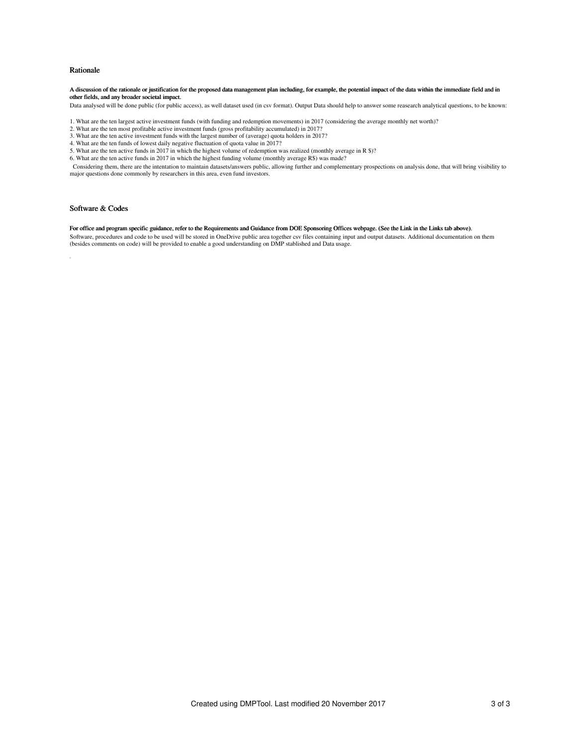## Rationale

**A discussion of the rationale or justification for the proposed data management plan including, for example, the potential impact of the data within the immediate field and in other fields, and any broader societal impact.**

Data analysed will be done public (for public access), as well dataset used (in csv format). Output Data should help to answer some reasearch analytical questions, to be known:

1. What are the ten largest active investment funds (with funding and redemption movements) in 2017 (considering the average monthly net worth)?
2. What are the ten most profitable active investment funds (gross profitability accumulated) in 2017?
3. What are the ten active investment funds with the largest number of (average) quota holders in 2017?
4. What are the ten funds of lowest daily negative fluctuation of quota value in 2017?
5. What are the ten active funds in 2017 in which the highest volume of redemption was realized (monthly average in R $)?
6. What are the ten active funds in 2017 in which the highest funding volume (monthly average R$) was made?

Considering them, there are the intentation to maintain datasets/answers public, allowing further and complementary prospections on analysis done, that will bring visibility to major questions done commonly by researchers in this area, even fund investors.

## Software & Codes

**For office and program specific guidance, refer to the Requirements and Guidance from DOE Sponsoring Offices webpage. (See the Link in the Links tab above).**

Software, procedures and code to be used will be stored in OneDrive public area together csv files containing input and output datasets. Additional documentation on them (besides comments on code) will be provided to enable a good understanding on DMP stablished and Data usage.